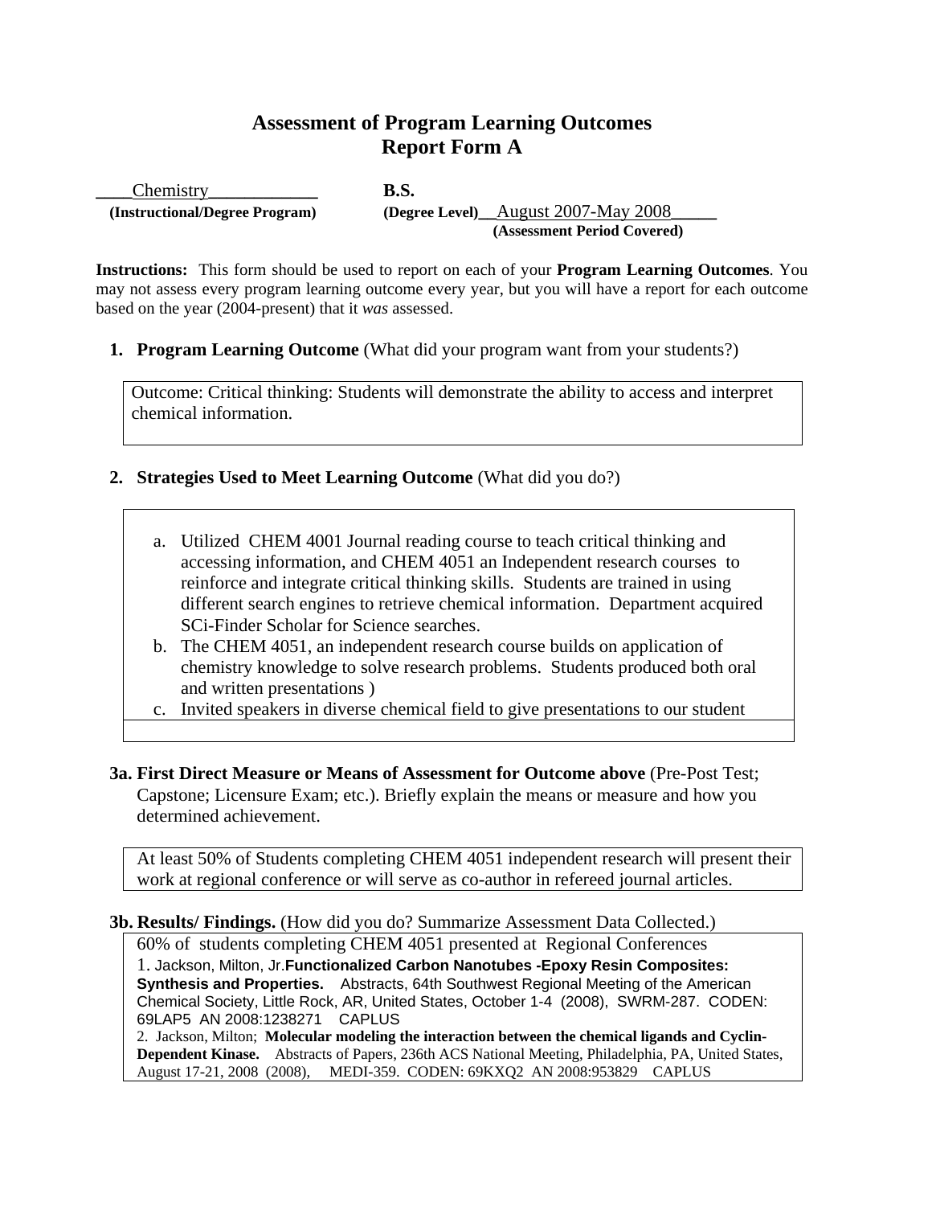# Assessment of Program Learning Outcomes
## Report Form A

____Chemistry____________ **B.S.**

**(Instructional/Degree Program)** **(Degree Level)**__August 2007-May 2008_____

**(Assessment Period Covered)**

**Instructions:** This form should be used to report on each of your **Program Learning Outcomes**. You may not assess every program learning outcome every year, but you will have a report for each outcome based on the year (2004-present) that it *was* assessed.

1. **Program Learning Outcome** (What did your program want from your students?)

Outcome: Critical thinking: Students will demonstrate the ability to access and interpret chemical information.

2. **Strategies Used to Meet Learning Outcome** (What did you do?)

a. Utilized CHEM 4001 Journal reading course to teach critical thinking and accessing information, and CHEM 4051 an Independent research courses to reinforce and integrate critical thinking skills. Students are trained in using different search engines to retrieve chemical information. Department acquired SCi-Finder Scholar for Science searches.
b. The CHEM 4051, an independent research course builds on application of chemistry knowledge to solve research problems. Students produced both oral and written presentations )
c. Invited speakers in diverse chemical field to give presentations to our student

**3a. First Direct Measure or Means of Assessment for Outcome above** (Pre-Post Test; Capstone; Licensure Exam; etc.). Briefly explain the means or measure and how you determined achievement.

At least 50% of Students completing CHEM 4051 independent research will present their work at regional conference or will serve as co-author in refereed journal articles.

**3b. Results/ Findings.** (How did you do? Summarize Assessment Data Collected.)

60% of students completing CHEM 4051 presented at Regional Conferences

1. Jackson, Milton, Jr.**Functionalized Carbon Nanotubes -Epoxy Resin Composites: Synthesis and Properties.** Abstracts, 64th Southwest Regional Meeting of the American Chemical Society, Little Rock, AR, United States, October 1-4 (2008), SWRM-287. CODEN: 69LAP5 AN 2008:1238271 CAPLUS
2. Jackson, Milton; **Molecular modeling the interaction between the chemical ligands and Cyclin-Dependent Kinase.** Abstracts of Papers, 236th ACS National Meeting, Philadelphia, PA, United States, August 17-21, 2008 (2008), MEDI-359. CODEN: 69KXQ2 AN 2008:953829 CAPLUS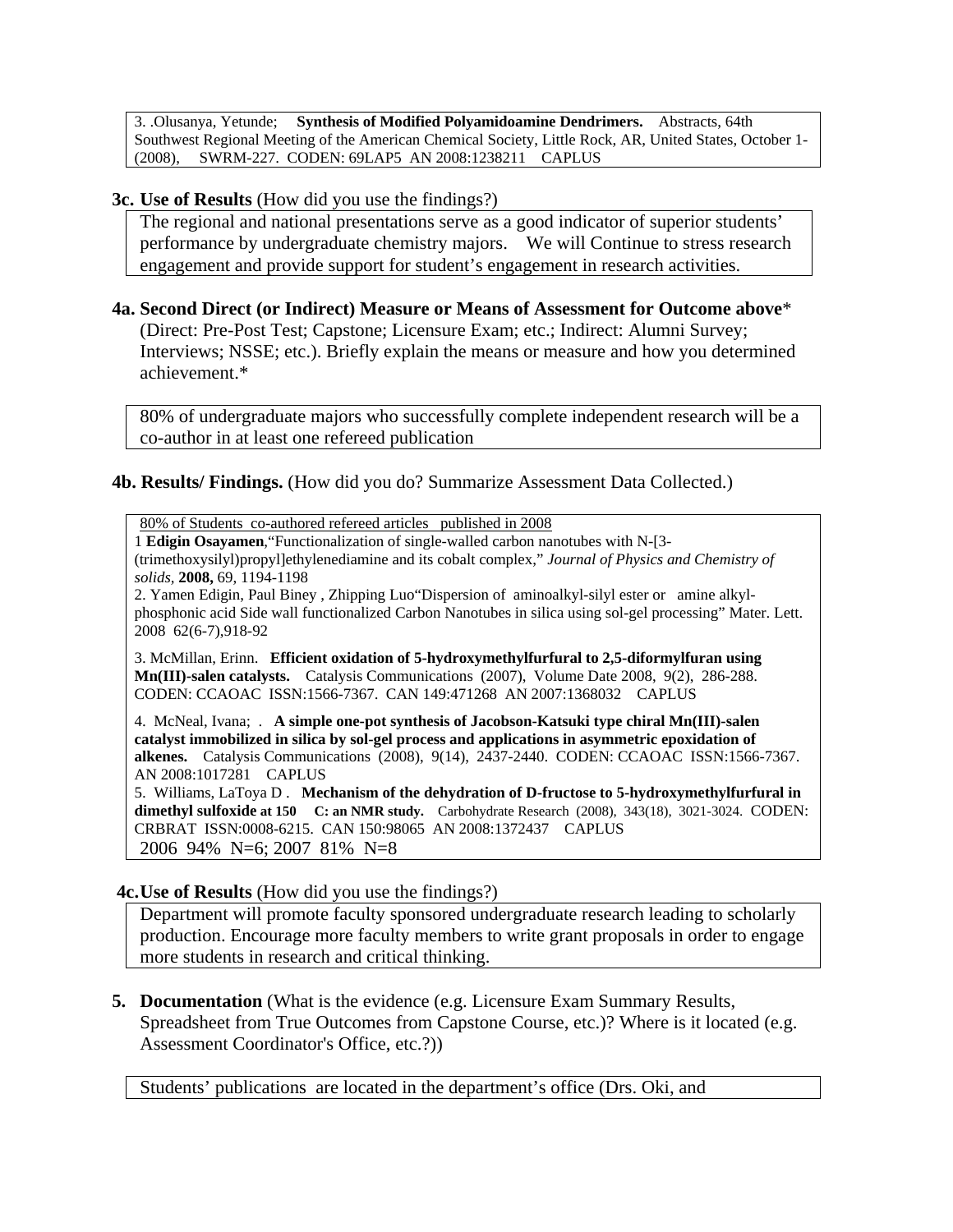3. .Olusanya, Yetunde; **Synthesis of Modified Polyamidoamine Dendrimers.** Abstracts, 64th Southwest Regional Meeting of the American Chemical Society, Little Rock, AR, United States, October 1- (2008), SWRM-227. CODEN: 69LAP5 AN 2008:1238211 CAPLUS

**3c. Use of Results** (How did you use the findings?)

The regional and national presentations serve as a good indicator of superior students' performance by undergraduate chemistry majors. We will Continue to stress research engagement and provide support for student's engagement in research activities.

**4a. Second Direct (or Indirect) Measure or Means of Assessment for Outcome above*** (Direct: Pre-Post Test; Capstone; Licensure Exam; etc.; Indirect: Alumni Survey; Interviews; NSSE; etc.). Briefly explain the means or measure and how you determined achievement.*

80% of undergraduate majors who successfully complete independent research will be a co-author in at least one refereed publication

**4b. Results/ Findings.** (How did you do? Summarize Assessment Data Collected.)

80% of Students co-authored refereed articles published in 2008

1 **Edigin Osayamen**,"Functionalization of single-walled carbon nanotubes with N-[3-(trimethoxysilyl)propyl]ethylenediamine and its cobalt complex," *Journal of Physics and Chemistry of solids,* **2008,** 69, 1194-1198

2. Yamen Edigin, Paul Biney , Zhipping Luo"Dispersion of aminoalkyl-silyl ester or amine alkyl-phosphonic acid Side wall functionalized Carbon Nanotubes in silica using sol-gel processing" Mater. Lett. 2008 62(6-7),918-92

3. McMillan, Erinn. **Efficient oxidation of 5-hydroxymethylfurfural to 2,5-diformylfuran using Mn(III)-salen catalysts.** Catalysis Communications (2007), Volume Date 2008, 9(2), 286-288. CODEN: CCAOAC ISSN:1566-7367. CAN 149:471268 AN 2007:1368032 CAPLUS

4. McNeal, Ivana; . **A simple one-pot synthesis of Jacobson-Katsuki type chiral Mn(III)-salen catalyst immobilized in silica by sol-gel process and applications in asymmetric epoxidation of alkenes.** Catalysis Communications (2008), 9(14), 2437-2440. CODEN: CCAOAC ISSN:1566-7367. AN 2008:1017281 CAPLUS

5. Williams, LaToya D . **Mechanism of the dehydration of D-fructose to 5-hydroxymethylfurfural in dimethyl sulfoxide at 150 C: an NMR study.** Carbohydrate Research (2008), 343(18), 3021-3024. CODEN: CRBRAT ISSN:0008-6215. CAN 150:98065 AN 2008:1372437 CAPLUS

2006 94% N=6; 2007 81% N=8

**4c.Use of Results** (How did you use the findings?)

Department will promote faculty sponsored undergraduate research leading to scholarly production. Encourage more faculty members to write grant proposals in order to engage more students in research and critical thinking.

**5. Documentation** (What is the evidence (e.g. Licensure Exam Summary Results, Spreadsheet from True Outcomes from Capstone Course, etc.)? Where is it located (e.g. Assessment Coordinator's Office, etc.?))

Students' publications are located in the department's office (Drs. Oki, and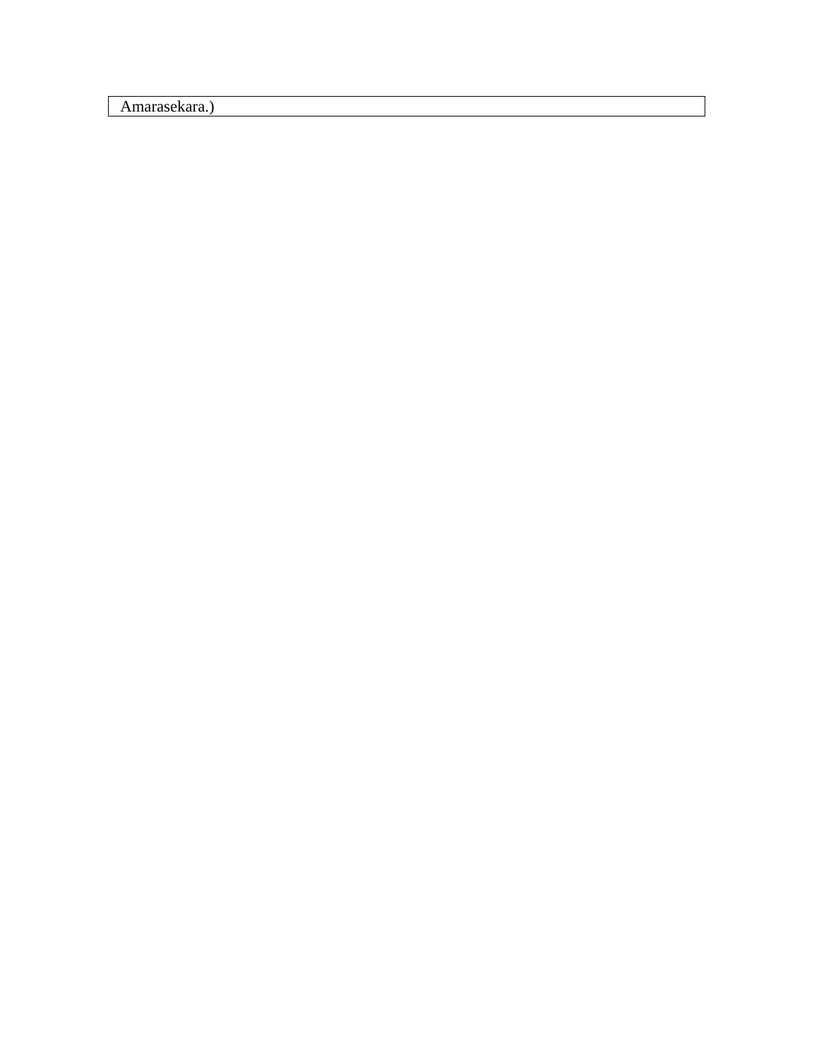Amarasekara.)